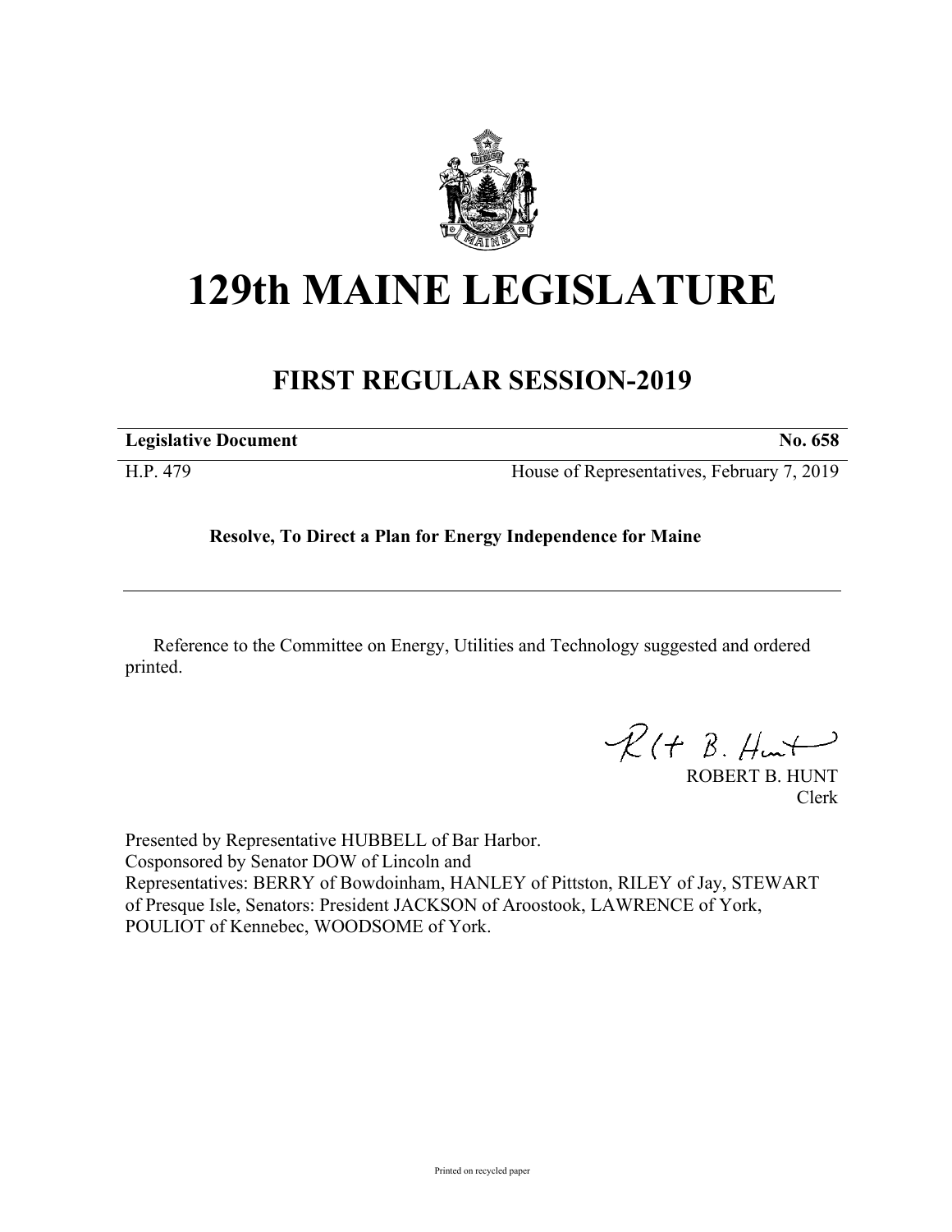# 129th MAINE LEGISLATURE

## FIRST REGULAR SESSION-2019

**Legislative Document** **No. 658**

H.P. 479 House of Representatives, February 7, 2019

**Resolve, To Direct a Plan for Energy Independence for Maine**

Reference to the Committee on Energy, Utilities and Technology suggested and ordered printed.

ROBERT B. HUNT
Clerk

Presented by Representative HUBBELL of Bar Harbor.
Cosponsored by Senator DOW of Lincoln and
Representatives: BERRY of Bowdoinham, HANLEY of Pittston, RILEY of Jay, STEWART of Presque Isle, Senators: President JACKSON of Aroostook, LAWRENCE of York, POULIOT of Kennebec, WOODSOME of York.

Printed on recycled paper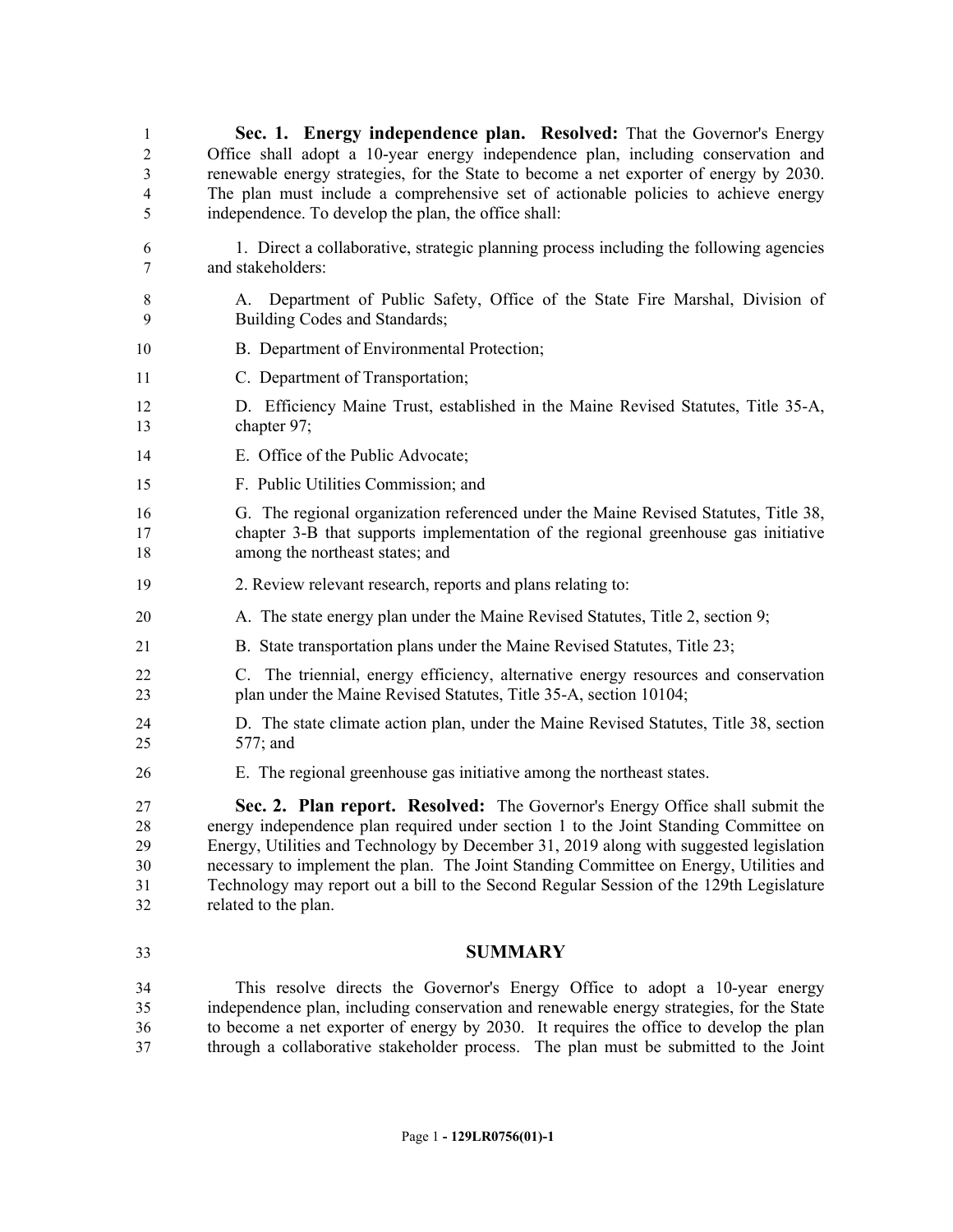**Sec. 1. Energy independence plan. Resolved:** That the Governor's Energy Office shall adopt a 10-year energy independence plan, including conservation and renewable energy strategies, for the State to become a net exporter of energy by 2030. The plan must include a comprehensive set of actionable policies to achieve energy independence. To develop the plan, the office shall:

1. Direct a collaborative, strategic planning process including the following agencies and stakeholders:

   A. Department of Public Safety, Office of the State Fire Marshal, Division of Building Codes and Standards;

   B. Department of Environmental Protection;

   C. Department of Transportation;

   D. Efficiency Maine Trust, established in the Maine Revised Statutes, Title 35-A, chapter 97;

   E. Office of the Public Advocate;

   F. Public Utilities Commission; and

   G. The regional organization referenced under the Maine Revised Statutes, Title 38, chapter 3-B that supports implementation of the regional greenhouse gas initiative among the northeast states; and

2. Review relevant research, reports and plans relating to:

   A. The state energy plan under the Maine Revised Statutes, Title 2, section 9;

   B. State transportation plans under the Maine Revised Statutes, Title 23;

   C. The triennial, energy efficiency, alternative energy resources and conservation plan under the Maine Revised Statutes, Title 35-A, section 10104;

   D. The state climate action plan, under the Maine Revised Statutes, Title 38, section 577; and

   E. The regional greenhouse gas initiative among the northeast states.

**Sec. 2. Plan report. Resolved:** The Governor's Energy Office shall submit the energy independence plan required under section 1 to the Joint Standing Committee on Energy, Utilities and Technology by December 31, 2019 along with suggested legislation necessary to implement the plan. The Joint Standing Committee on Energy, Utilities and Technology may report out a bill to the Second Regular Session of the 129th Legislature related to the plan.

## SUMMARY

This resolve directs the Governor's Energy Office to adopt a 10-year energy independence plan, including conservation and renewable energy strategies, for the State to become a net exporter of energy by 2030. It requires the office to develop the plan through a collaborative stakeholder process. The plan must be submitted to the Joint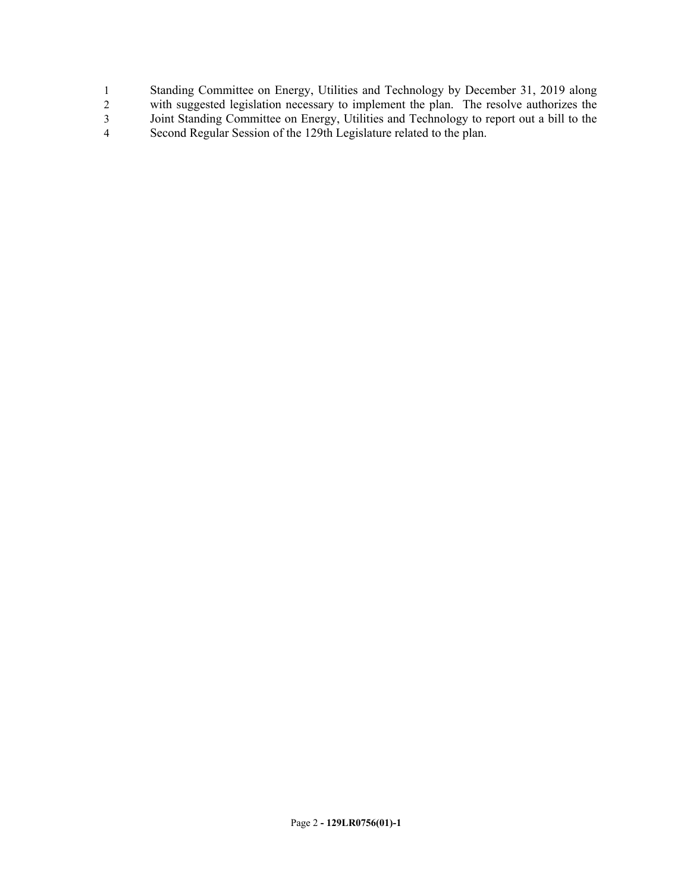Standing Committee on Energy, Utilities and Technology by December 31, 2019 along with suggested legislation necessary to implement the plan. The resolve authorizes the Joint Standing Committee on Energy, Utilities and Technology to report out a bill to the Second Regular Session of the 129th Legislature related to the plan.